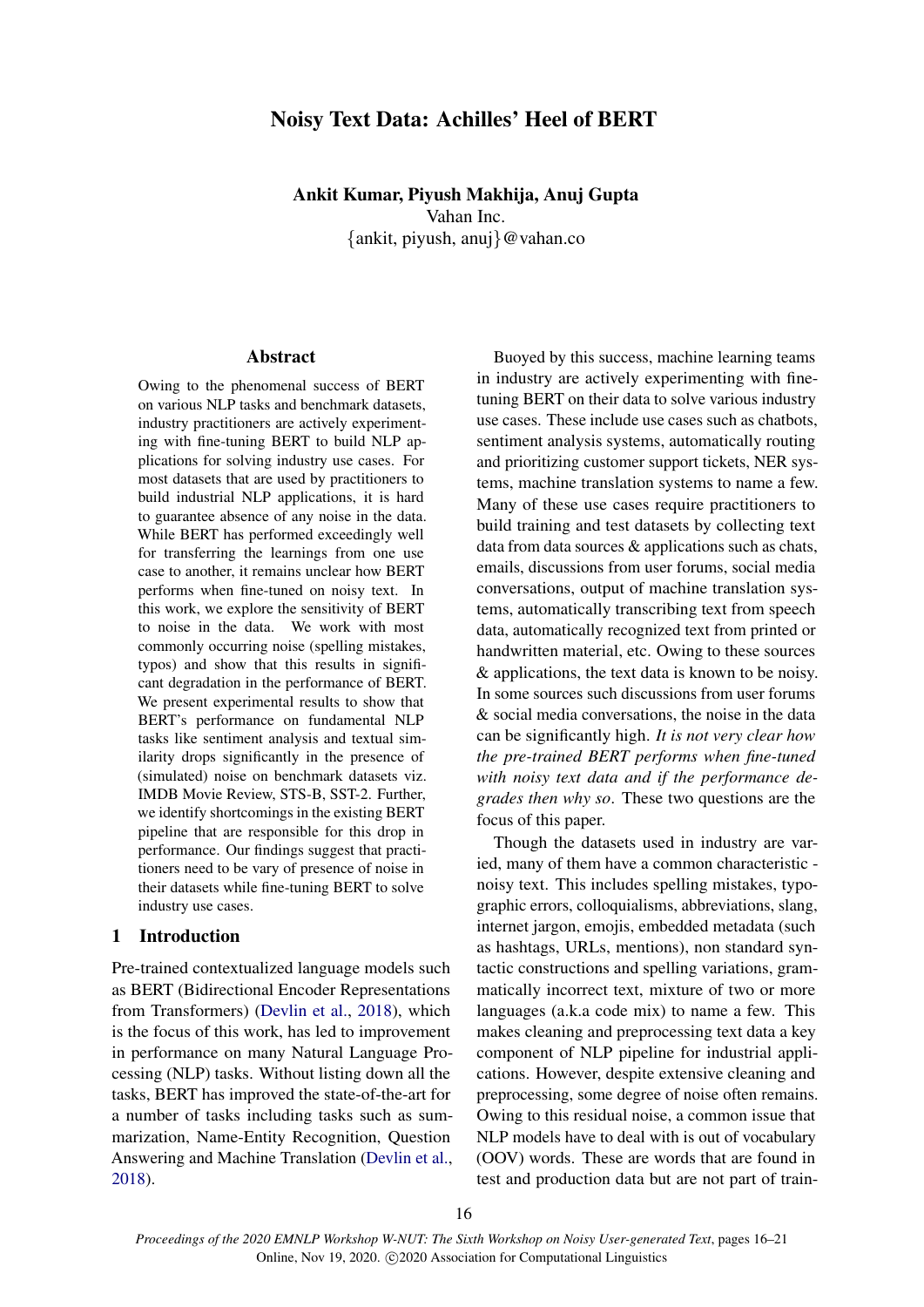# Noisy Text Data: Achilles' Heel of BERT

**Ankit Kumar, Piyush Makhija, Anuj Gupta**
Vahan Inc.
{ankit, piyush, anuj}@vahan.co

## Abstract

Owing to the phenomenal success of BERT on various NLP tasks and benchmark datasets, industry practitioners are actively experimenting with fine-tuning BERT to build NLP applications for solving industry use cases. For most datasets that are used by practitioners to build industrial NLP applications, it is hard to guarantee absence of any noise in the data. While BERT has performed exceedingly well for transferring the learnings from one use case to another, it remains unclear how BERT performs when fine-tuned on noisy text. In this work, we explore the sensitivity of BERT to noise in the data. We work with most commonly occurring noise (spelling mistakes, typos) and show that this results in significant degradation in the performance of BERT. We present experimental results to show that BERT's performance on fundamental NLP tasks like sentiment analysis and textual similarity drops significantly in the presence of (simulated) noise on benchmark datasets viz. IMDB Movie Review, STS-B, SST-2. Further, we identify shortcomings in the existing BERT pipeline that are responsible for this drop in performance. Our findings suggest that practitioners need to be vary of presence of noise in their datasets while fine-tuning BERT to solve industry use cases.

## 1 Introduction

Pre-trained contextualized language models such as BERT (Bidirectional Encoder Representations from Transformers) (Devlin et al., 2018), which is the focus of this work, has led to improvement in performance on many Natural Language Processing (NLP) tasks. Without listing down all the tasks, BERT has improved the state-of-the-art for a number of tasks including tasks such as summarization, Name-Entity Recognition, Question Answering and Machine Translation (Devlin et al., 2018).

Buoyed by this success, machine learning teams in industry are actively experimenting with fine-tuning BERT on their data to solve various industry use cases. These include use cases such as chatbots, sentiment analysis systems, automatically routing and prioritizing customer support tickets, NER systems, machine translation systems to name a few. Many of these use cases require practitioners to build training and test datasets by collecting text data from data sources & applications such as chats, emails, discussions from user forums, social media conversations, output of machine translation systems, automatically transcribing text from speech data, automatically recognized text from printed or handwritten material, etc. Owing to these sources & applications, the text data is known to be noisy. In some sources such discussions from user forums & social media conversations, the noise in the data can be significantly high. *It is not very clear how the pre-trained BERT performs when fine-tuned with noisy text data and if the performance degrades then why so*. These two questions are the focus of this paper.

Though the datasets used in industry are varied, many of them have a common characteristic - noisy text. This includes spelling mistakes, typographic errors, colloquialisms, abbreviations, slang, internet jargon, emojis, embedded metadata (such as hashtags, URLs, mentions), non standard syntactic constructions and spelling variations, grammatically incorrect text, mixture of two or more languages (a.k.a code mix) to name a few. This makes cleaning and preprocessing text data a key component of NLP pipeline for industrial applications. However, despite extensive cleaning and preprocessing, some degree of noise often remains. Owing to this residual noise, a common issue that NLP models have to deal with is out of vocabulary (OOV) words. These are words that are found in test and production data but are not part of train-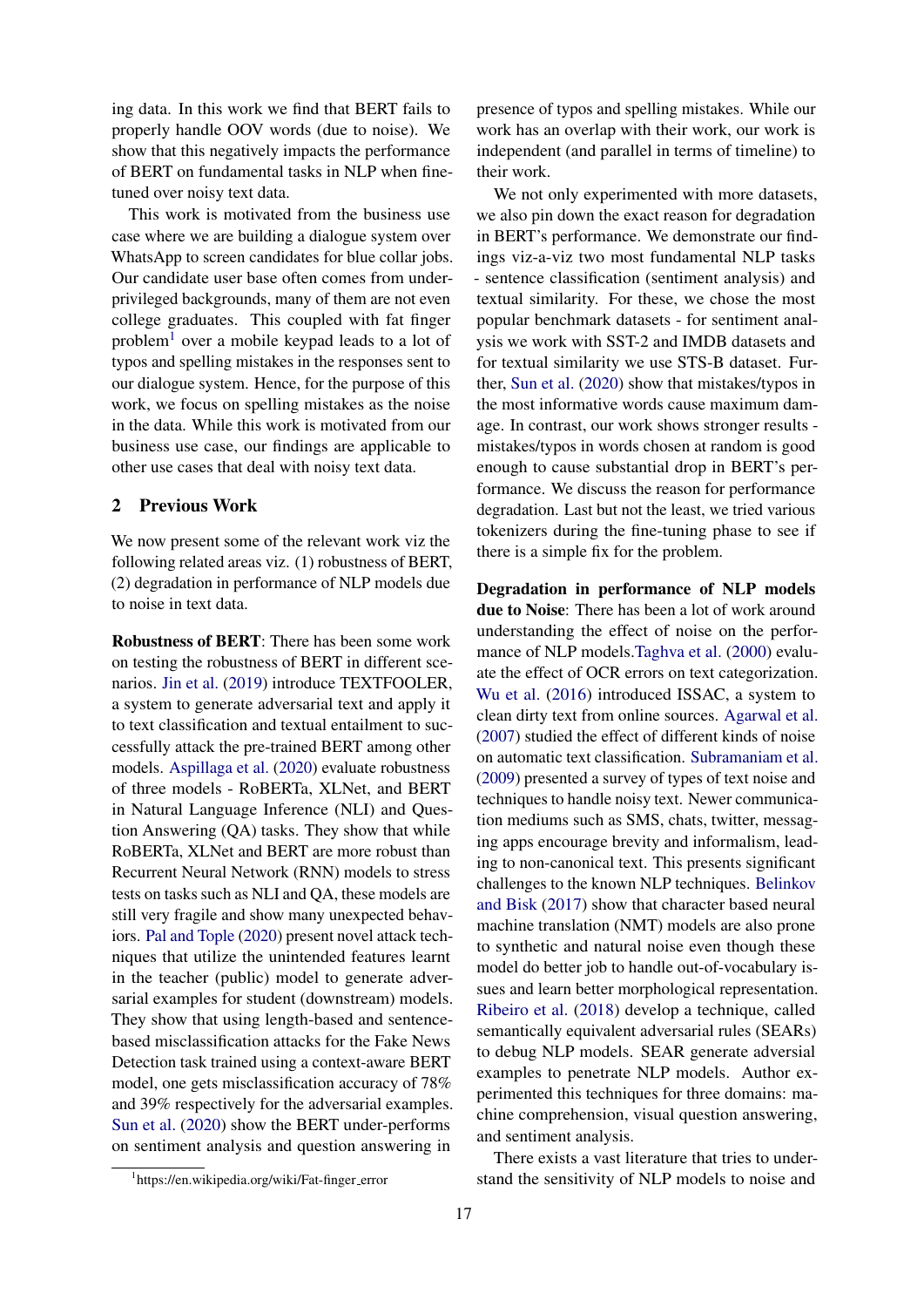ing data. In this work we find that BERT fails to properly handle OOV words (due to noise). We show that this negatively impacts the performance of BERT on fundamental tasks in NLP when fine-tuned over noisy text data.

This work is motivated from the business use case where we are building a dialogue system over WhatsApp to screen candidates for blue collar jobs. Our candidate user base often comes from under-privileged backgrounds, many of them are not even college graduates. This coupled with fat finger problem[1] over a mobile keypad leads to a lot of typos and spelling mistakes in the responses sent to our dialogue system. Hence, for the purpose of this work, we focus on spelling mistakes as the noise in the data. While this work is motivated from our business use case, our findings are applicable to other use cases that deal with noisy text data.

## 2 Previous Work

We now present some of the relevant work viz the following related areas viz. (1) robustness of BERT, (2) degradation in performance of NLP models due to noise in text data.

**Robustness of BERT**: There has been some work on testing the robustness of BERT in different scenarios. Jin et al. (2019) introduce TEXTFOOLER, a system to generate adversarial text and apply it to text classification and textual entailment to successfully attack the pre-trained BERT among other models. Aspillaga et al. (2020) evaluate robustness of three models - RoBERTa, XLNet, and BERT in Natural Language Inference (NLI) and Question Answering (QA) tasks. They show that while RoBERTa, XLNet and BERT are more robust than Recurrent Neural Network (RNN) models to stress tests on tasks such as NLI and QA, these models are still very fragile and show many unexpected behaviors. Pal and Tople (2020) present novel attack techniques that utilize the unintended features learnt in the teacher (public) model to generate adversarial examples for student (downstream) models. They show that using length-based and sentence-based misclassification attacks for the Fake News Detection task trained using a context-aware BERT model, one gets misclassification accuracy of 78% and 39% respectively for the adversarial examples. Sun et al. (2020) show the BERT under-performs on sentiment analysis and question answering in presence of typos and spelling mistakes. While our work has an overlap with their work, our work is independent (and parallel in terms of timeline) to their work.

We not only experimented with more datasets, we also pin down the exact reason for degradation in BERT's performance. We demonstrate our findings viz-a-viz two most fundamental NLP tasks - sentence classification (sentiment analysis) and textual similarity. For these, we chose the most popular benchmark datasets - for sentiment analysis we work with SST-2 and IMDB datasets and for textual similarity we use STS-B dataset. Further, Sun et al. (2020) show that mistakes/typos in the most informative words cause maximum damage. In contrast, our work shows stronger results - mistakes/typos in words chosen at random is good enough to cause substantial drop in BERT's performance. We discuss the reason for performance degradation. Last but not the least, we tried various tokenizers during the fine-tuning phase to see if there is a simple fix for the problem.

**Degradation in performance of NLP models due to Noise**: There has been a lot of work around understanding the effect of noise on the performance of NLP models.Taghva et al. (2000) evaluate the effect of OCR errors on text categorization. Wu et al. (2016) introduced ISSAC, a system to clean dirty text from online sources. Agarwal et al. (2007) studied the effect of different kinds of noise on automatic text classification. Subramaniam et al. (2009) presented a survey of types of text noise and techniques to handle noisy text. Newer communication mediums such as SMS, chats, twitter, messaging apps encourage brevity and informalism, leading to non-canonical text. This presents significant challenges to the known NLP techniques. Belinkov and Bisk (2017) show that character based neural machine translation (NMT) models are also prone to synthetic and natural noise even though these model do better job to handle out-of-vocabulary issues and learn better morphological representation. Ribeiro et al. (2018) develop a technique, called semantically equivalent adversarial rules (SEARs) to debug NLP models. SEAR generate adversial examples to penetrate NLP models. Author experimented this techniques for three domains: machine comprehension, visual question answering, and sentiment analysis.

There exists a vast literature that tries to understand the sensitivity of NLP models to noise and

[1]https://en.wikipedia.org/wiki/Fat-finger_error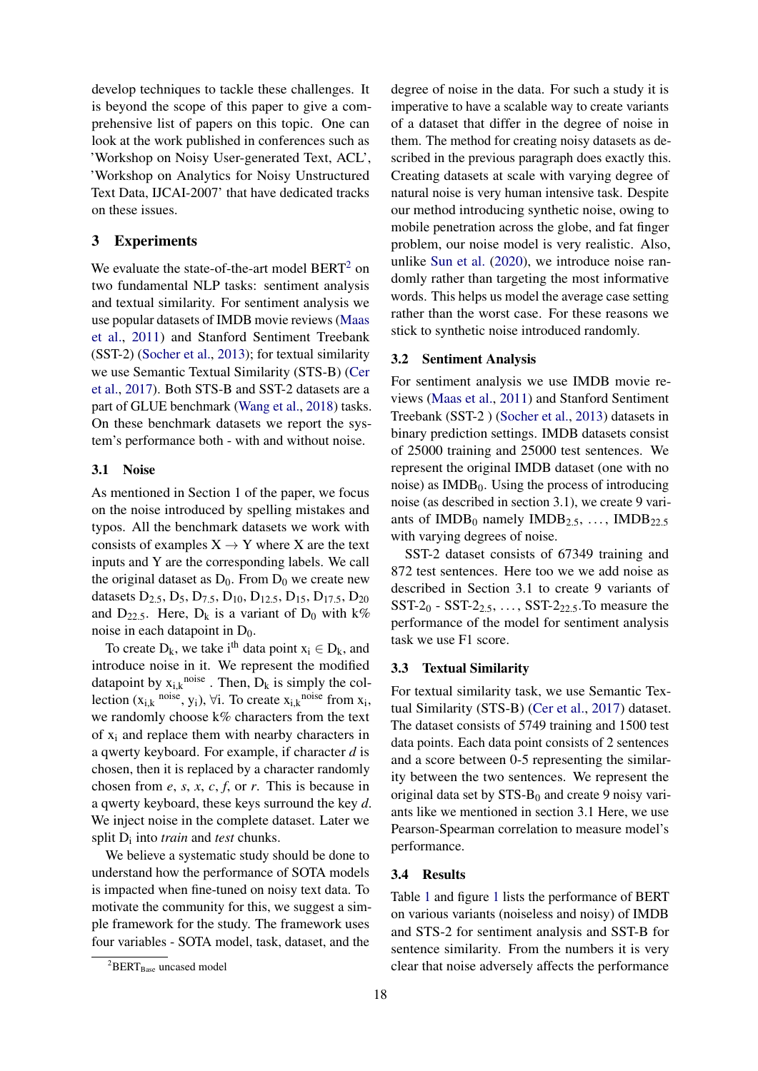develop techniques to tackle these challenges. It is beyond the scope of this paper to give a comprehensive list of papers on this topic. One can look at the work published in conferences such as 'Workshop on Noisy User-generated Text, ACL', 'Workshop on Analytics for Noisy Unstructured Text Data, IJCAI-2007' that have dedicated tracks on these issues.

## 3 Experiments

We evaluate the state-of-the-art model BERT[2] on two fundamental NLP tasks: sentiment analysis and textual similarity. For sentiment analysis we use popular datasets of IMDB movie reviews (Maas et al., 2011) and Stanford Sentiment Treebank (SST-2) (Socher et al., 2013); for textual similarity we use Semantic Textual Similarity (STS-B) (Cer et al., 2017). Both STS-B and SST-2 datasets are a part of GLUE benchmark (Wang et al., 2018) tasks. On these benchmark datasets we report the system's performance both - with and without noise.

### 3.1 Noise

As mentioned in Section 1 of the paper, we focus on the noise introduced by spelling mistakes and typos. All the benchmark datasets we work with consists of examples $X \rightarrow Y$ where X are the text inputs and Y are the corresponding labels. We call the original dataset as $D_0$. From $D_0$ we create new datasets $D_{2.5}$, $D_5$, $D_{7.5}$, $D_{10}$, $D_{12.5}$, $D_{15}$, $D_{17.5}$, $D_{20}$ and $D_{22.5}$. Here, $D_k$ is a variant of $D_0$ with k% noise in each datapoint in $D_0$.

To create $D_k$, we take $i^{th}$ data point $x_i \in D_k$, and introduce noise in it. We represent the modified datapoint by ${x_{i,k}}^{noise}$ . Then, $D_k$ is simply the collection $({x_{i,k}}^{noise}, y_i)$, $\forall$i. To create ${x_{i,k}}^{noise}$ from $x_i$, we randomly choose k% characters from the text of $x_i$ and replace them with nearby characters in a qwerty keyboard. For example, if character *d* is chosen, then it is replaced by a character randomly chosen from *e*, *s*, *x*, *c*, *f*, or *r*. This is because in a qwerty keyboard, these keys surround the key *d*. We inject noise in the complete dataset. Later we split $D_i$ into *train* and *test* chunks.

We believe a systematic study should be done to understand how the performance of SOTA models is impacted when fine-tuned on noisy text data. To motivate the community for this, we suggest a simple framework for the study. The framework uses four variables - SOTA model, task, dataset, and the degree of noise in the data. For such a study it is imperative to have a scalable way to create variants of a dataset that differ in the degree of noise in them. The method for creating noisy datasets as described in the previous paragraph does exactly this. Creating datasets at scale with varying degree of natural noise is very human intensive task. Despite our method introducing synthetic noise, owing to mobile penetration across the globe, and fat finger problem, our noise model is very realistic. Also, unlike Sun et al. (2020), we introduce noise randomly rather than targeting the most informative words. This helps us model the average case setting rather than the worst case. For these reasons we stick to synthetic noise introduced randomly.

### 3.2 Sentiment Analysis

For sentiment analysis we use IMDB movie reviews (Maas et al., 2011) and Stanford Sentiment Treebank (SST-2 ) (Socher et al., 2013) datasets in binary prediction settings. IMDB datasets consist of 25000 training and 25000 test sentences. We represent the original IMDB dataset (one with no noise) as $IMDB_0$. Using the process of introducing noise (as described in section 3.1), we create 9 variants of $IMDB_0$ namely $IMDB_{2.5}$, ..., $IMDB_{22.5}$ with varying degrees of noise.

SST-2 dataset consists of 67349 training and 872 test sentences. Here too we we add noise as described in Section 3.1 to create 9 variants of $SST\text{-}2_0$ - $SST\text{-}2_{2.5}$, ..., $SST\text{-}2_{22.5}$.To measure the performance of the model for sentiment analysis task we use F1 score.

### 3.3 Textual Similarity

For textual similarity task, we use Semantic Textual Similarity (STS-B) (Cer et al., 2017) dataset. The dataset consists of 5749 training and 1500 test data points. Each data point consists of 2 sentences and a score between 0-5 representing the similarity between the two sentences. We represent the original data set by $STS\text{-}B_0$ and create 9 noisy variants like we mentioned in section 3.1 Here, we use Pearson-Spearman correlation to measure model's performance.

### 3.4 Results

Table 1 and figure 1 lists the performance of BERT on various variants (noiseless and noisy) of IMDB and STS-2 for sentiment analysis and SST-B for sentence similarity. From the numbers it is very clear that noise adversely affects the performance

[2] $BERT_{Base}$ uncased model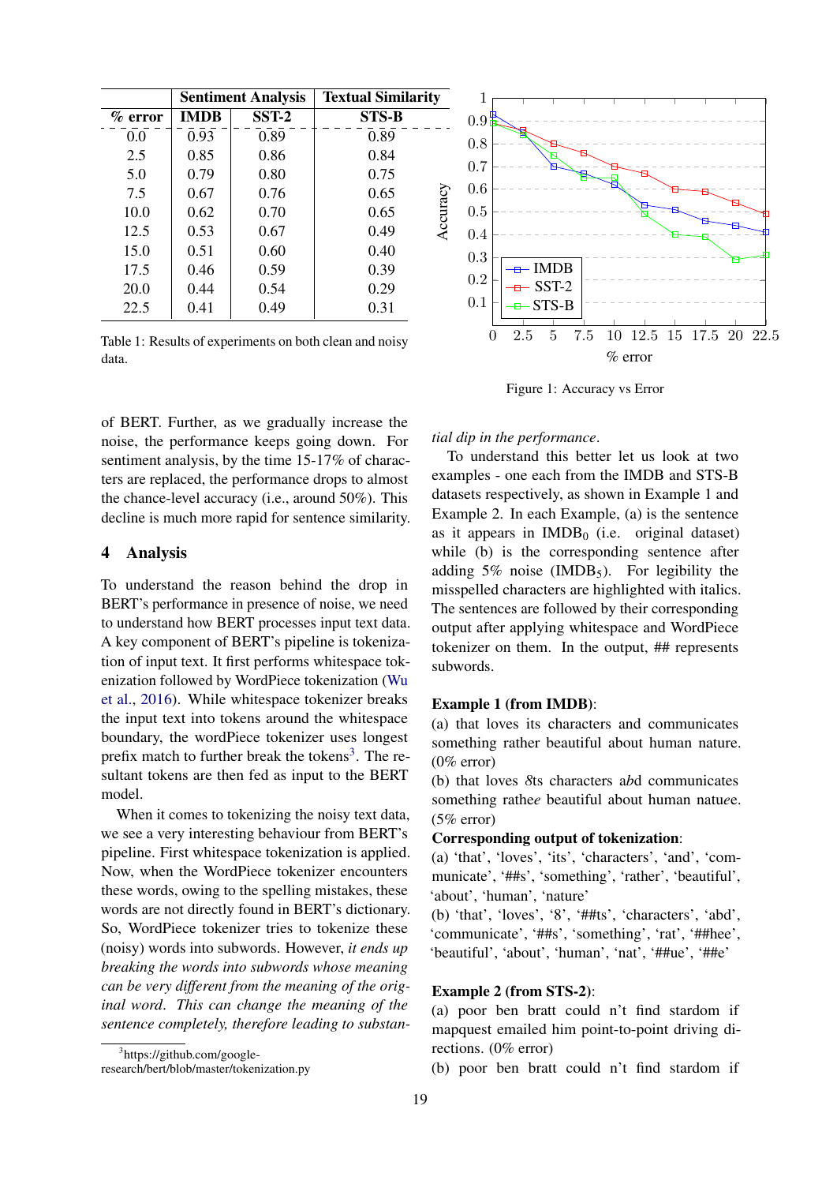| % error | Sentiment Analysis | | Textual Similarity |
|---|---|---|---|
| | **IMDB** | **SST-2** | **STS-B** |
| 0.0 | 0.93 | 0.89 | 0.89 |
| 2.5 | 0.85 | 0.86 | 0.84 |
| 5.0 | 0.79 | 0.80 | 0.75 |
| 7.5 | 0.67 | 0.76 | 0.65 |
| 10.0 | 0.62 | 0.70 | 0.65 |
| 12.5 | 0.53 | 0.67 | 0.49 |
| 15.0 | 0.51 | 0.60 | 0.40 |
| 17.5 | 0.46 | 0.59 | 0.39 |
| 20.0 | 0.44 | 0.54 | 0.29 |
| 22.5 | 0.41 | 0.49 | 0.31 |

Table 1: Results of experiments on both clean and noisy data.

Figure 1: Accuracy vs Error

of BERT. Further, as we gradually increase the noise, the performance keeps going down. For sentiment analysis, by the time 15-17% of characters are replaced, the performance drops to almost the chance-level accuracy (i.e., around 50%). This decline is much more rapid for sentence similarity.

## 4 Analysis

To understand the reason behind the drop in BERT's performance in presence of noise, we need to understand how BERT processes input text data. A key component of BERT's pipeline is tokenization of input text. It first performs whitespace tokenization followed by WordPiece tokenization (Wu et al., 2016). While whitespace tokenizer breaks the input text into tokens around the whitespace boundary, the wordPiece tokenizer uses longest prefix match to further break the tokens[3]. The resultant tokens are then fed as input to the BERT model.

When it comes to tokenizing the noisy text data, we see a very interesting behaviour from BERT's pipeline. First whitespace tokenization is applied. Now, when the WordPiece tokenizer encounters these words, owing to the spelling mistakes, these words are not directly found in BERT's dictionary. So, WordPiece tokenizer tries to tokenize these (noisy) words into subwords. However, *it ends up breaking the words into subwords whose meaning can be very different from the meaning of the original word. This can change the meaning of the sentence completely, therefore leading to substantial dip in the performance*.

To understand this better let us look at two examples - one each from the IMDB and STS-B datasets respectively, as shown in Example 1 and Example 2. In each Example, (a) is the sentence as it appears in $IMDB_0$ (i.e. original dataset) while (b) is the corresponding sentence after adding 5% noise ($IMDB_5$). For legibility the misspelled characters are highlighted with italics. The sentences are followed by their corresponding output after applying whitespace and WordPiece tokenizer on them. In the output, ## represents subwords.

**Example 1 (from IMDB)**:
(a) that loves its characters and communicates something rather beautiful about human nature. (0% error)
(b) that loves *8*ts characters a*b*d communicates something rathe*e* beautiful about human natu*e*e. (5% error)

**Corresponding output of tokenization**:
(a) 'that', 'loves', 'its', 'characters', 'and', 'communicate', '##s', 'something', 'rather', 'beautiful', 'about', 'human', 'nature'
(b) 'that', 'loves', '8', '##ts', 'characters', 'abd', 'communicate', '##s', 'something', 'rat', '##hee', 'beautiful', 'about', 'human', 'nat', '##ue', '##e'

**Example 2 (from STS-2)**:
(a) poor ben bratt could n't find stardom if mapquest emailed him point-to-point driving directions. (0% error)
(b) poor ben bratt could n't find stardom if

[3] https://github.com/google-research/bert/blob/master/tokenization.py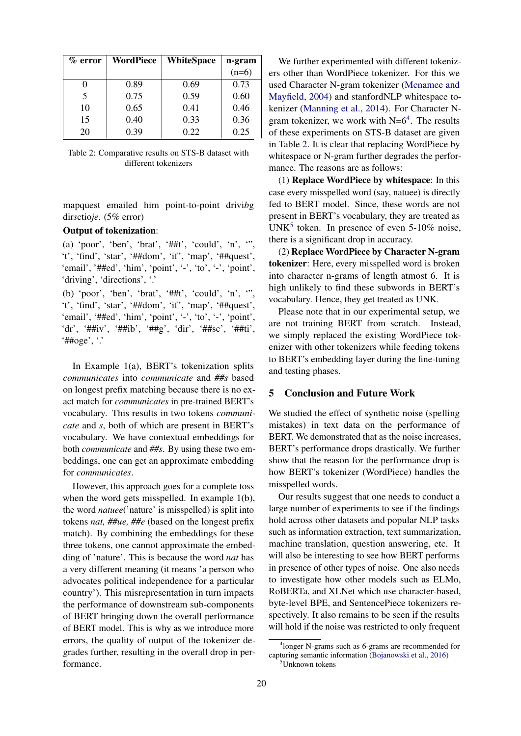| % error | WordPiece | WhiteSpace | n-gram (n=6) |
|---|---|---|---|
| 0 | 0.89 | 0.69 | 0.73 |
| 5 | 0.75 | 0.59 | 0.60 |
| 10 | 0.65 | 0.41 | 0.46 |
| 15 | 0.40 | 0.33 | 0.36 |
| 20 | 0.39 | 0.22 | 0.25 |

Table 2: Comparative results on STS-B dataset with different tokenizers

mapquest emailed him point-to-point drivi*bg* dir*s*ctio*je*. (5% error)

**Output of tokenization**:

(a) 'poor', 'ben', 'brat', '##t', 'could', 'n', ''', 't', 'find', 'star', '##dom', 'if', 'map', '##quest', 'email', '##ed', 'him', 'point', '-', 'to', '-', 'point', 'driving', 'directions', '.'

(b) 'poor', 'ben', 'brat', '##t', 'could', 'n', ''', 't', 'find', 'star', '##dom', 'if', 'map', '##quest', 'email', '##ed', 'him', 'point', '-', 'to', '-', 'point', 'dr', '##iv', '##ib', '##g', 'dir', '##sc', '##ti', '##oge', '.'

In Example 1(a), BERT's tokenization splits *communicates* into *communicate* and *##s* based on longest prefix matching because there is no exact match for *communicates* in pre-trained BERT's vocabulary. This results in two tokens *communicate* and *s*, both of which are present in BERT's vocabulary. We have contextual embeddings for both *communicate* and *##s*. By using these two embeddings, one can get an approximate embedding for *communicates*.

However, this approach goes for a complete toss when the word gets misspelled. In example 1(b), the word *natuee*('nature' is misspelled) is split into tokens *nat, ##ue, ##e* (based on the longest prefix match). By combining the embeddings for these three tokens, one cannot approximate the embedding of 'nature'. This is because the word *nat* has a very different meaning (it means 'a person who advocates political independence for a particular country'). This misrepresentation in turn impacts the performance of downstream sub-components of BERT bringing down the overall performance of BERT model. This is why as we introduce more errors, the quality of output of the tokenizer degrades further, resulting in the overall drop in performance.

We further experimented with different tokenizers other than WordPiece tokenizer. For this we used Character N-gram tokenizer (Mcnamee and Mayfield, 2004) and stanfordNLP whitespace tokenizer (Manning et al., 2014). For Character N-gram tokenizer, we work with N=6[4]. The results of these experiments on STS-B dataset are given in Table 2. It is clear that replacing WordPiece by whitespace or N-gram further degrades the performance. The reasons are as follows:

(1) **Replace WordPiece by whitespace**: In this case every misspelled word (say, natuee) is directly fed to BERT model. Since, these words are not present in BERT's vocabulary, they are treated as UNK[5] token. In presence of even 5-10% noise, there is a significant drop in accuracy.

(2) **Replace WordPiece by Character N-gram tokenizer**: Here, every misspelled word is broken into character n-grams of length atmost 6. It is high unlikely to find these subwords in BERT's vocabulary. Hence, they get treated as UNK.

Please note that in our experimental setup, we are not training BERT from scratch. Instead, we simply replaced the existing WordPiece tokenizer with other tokenizers while feeding tokens to BERT's embedding layer during the fine-tuning and testing phases.

## 5 Conclusion and Future Work

We studied the effect of synthetic noise (spelling mistakes) in text data on the performance of BERT. We demonstrated that as the noise increases, BERT's performance drops drastically. We further show that the reason for the performance drop is how BERT's tokenizer (WordPiece) handles the misspelled words.

Our results suggest that one needs to conduct a large number of experiments to see if the findings hold across other datasets and popular NLP tasks such as information extraction, text summarization, machine translation, question answering, etc. It will also be interesting to see how BERT performs in presence of other types of noise. One also needs to investigate how other models such as ELMo, RoBERTa, and XLNet which use character-based, byte-level BPE, and SentencePiece tokenizers respectively. It also remains to be seen if the results will hold if the noise was restricted to only frequent

[4] longer N-grams such as 6-grams are recommended for capturing semantic information (Bojanowski et al., 2016)

[5] Unknown tokens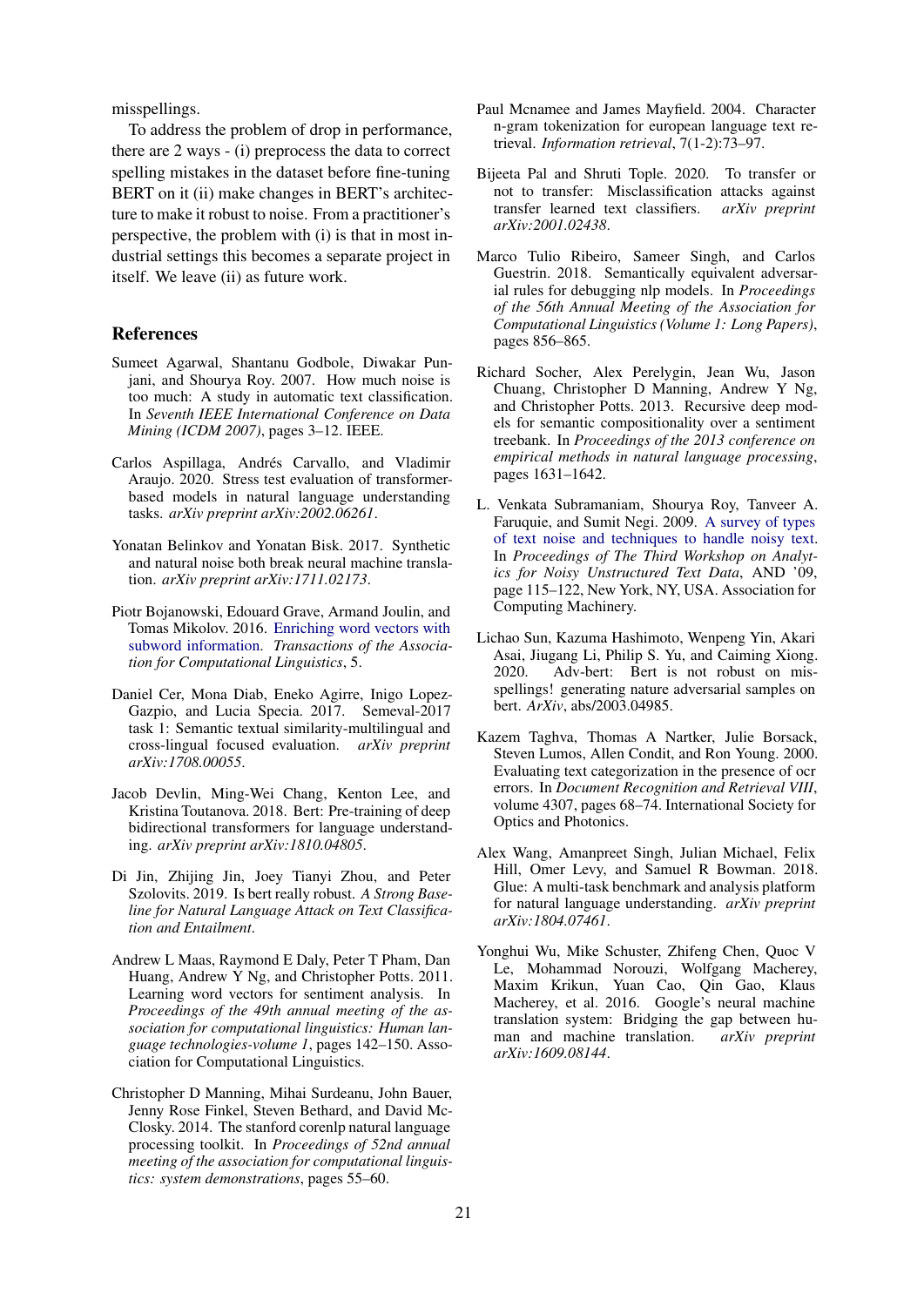misspellings.

To address the problem of drop in performance, there are 2 ways - (i) preprocess the data to correct spelling mistakes in the dataset before fine-tuning BERT on it (ii) make changes in BERT's architecture to make it robust to noise. From a practitioner's perspective, the problem with (i) is that in most industrial settings this becomes a separate project in itself. We leave (ii) as future work.

## References

Sumeet Agarwal, Shantanu Godbole, Diwakar Punjani, and Shourya Roy. 2007. How much noise is too much: A study in automatic text classification. In *Seventh IEEE International Conference on Data Mining (ICDM 2007)*, pages 3–12. IEEE.

Carlos Aspillaga, Andrés Carvallo, and Vladimir Araujo. 2020. Stress test evaluation of transformer-based models in natural language understanding tasks. *arXiv preprint arXiv:2002.06261*.

Yonatan Belinkov and Yonatan Bisk. 2017. Synthetic and natural noise both break neural machine translation. *arXiv preprint arXiv:1711.02173*.

Piotr Bojanowski, Edouard Grave, Armand Joulin, and Tomas Mikolov. 2016. Enriching word vectors with subword information. *Transactions of the Association for Computational Linguistics*, 5.

Daniel Cer, Mona Diab, Eneko Agirre, Inigo Lopez-Gazpio, and Lucia Specia. 2017. Semeval-2017 task 1: Semantic textual similarity-multilingual and cross-lingual focused evaluation. *arXiv preprint arXiv:1708.00055*.

Jacob Devlin, Ming-Wei Chang, Kenton Lee, and Kristina Toutanova. 2018. Bert: Pre-training of deep bidirectional transformers for language understanding. *arXiv preprint arXiv:1810.04805*.

Di Jin, Zhijing Jin, Joey Tianyi Zhou, and Peter Szolovits. 2019. Is bert really robust. *A Strong Baseline for Natural Language Attack on Text Classification and Entailment*.

Andrew L Maas, Raymond E Daly, Peter T Pham, Dan Huang, Andrew Y Ng, and Christopher Potts. 2011. Learning word vectors for sentiment analysis. In *Proceedings of the 49th annual meeting of the association for computational linguistics: Human language technologies-volume 1*, pages 142–150. Association for Computational Linguistics.

Christopher D Manning, Mihai Surdeanu, John Bauer, Jenny Rose Finkel, Steven Bethard, and David McClosky. 2014. The stanford corenlp natural language processing toolkit. In *Proceedings of 52nd annual meeting of the association for computational linguistics: system demonstrations*, pages 55–60.

Paul Mcnamee and James Mayfield. 2004. Character n-gram tokenization for european language text retrieval. *Information retrieval*, 7(1-2):73–97.

Bijeeta Pal and Shruti Tople. 2020. To transfer or not to transfer: Misclassification attacks against transfer learned text classifiers. *arXiv preprint arXiv:2001.02438*.

Marco Tulio Ribeiro, Sameer Singh, and Carlos Guestrin. 2018. Semantically equivalent adversarial rules for debugging nlp models. In *Proceedings of the 56th Annual Meeting of the Association for Computational Linguistics (Volume 1: Long Papers)*, pages 856–865.

Richard Socher, Alex Perelygin, Jean Wu, Jason Chuang, Christopher D Manning, Andrew Y Ng, and Christopher Potts. 2013. Recursive deep models for semantic compositionality over a sentiment treebank. In *Proceedings of the 2013 conference on empirical methods in natural language processing*, pages 1631–1642.

L. Venkata Subramaniam, Shourya Roy, Tanveer A. Faruquie, and Sumit Negi. 2009. A survey of types of text noise and techniques to handle noisy text. In *Proceedings of The Third Workshop on Analytics for Noisy Unstructured Text Data*, AND '09, page 115–122, New York, NY, USA. Association for Computing Machinery.

Lichao Sun, Kazuma Hashimoto, Wenpeng Yin, Akari Asai, Jiugang Li, Philip S. Yu, and Caiming Xiong. 2020. Adv-bert: Bert is not robust on misspellings! generating nature adversarial samples on bert. *ArXiv*, abs/2003.04985.

Kazem Taghva, Thomas A Nartker, Julie Borsack, Steven Lumos, Allen Condit, and Ron Young. 2000. Evaluating text categorization in the presence of ocr errors. In *Document Recognition and Retrieval VIII*, volume 4307, pages 68–74. International Society for Optics and Photonics.

Alex Wang, Amanpreet Singh, Julian Michael, Felix Hill, Omer Levy, and Samuel R Bowman. 2018. Glue: A multi-task benchmark and analysis platform for natural language understanding. *arXiv preprint arXiv:1804.07461*.

Yonghui Wu, Mike Schuster, Zhifeng Chen, Quoc V Le, Mohammad Norouzi, Wolfgang Macherey, Maxim Krikun, Yuan Cao, Qin Gao, Klaus Macherey, et al. 2016. Google's neural machine translation system: Bridging the gap between human and machine translation. *arXiv preprint arXiv:1609.08144*.